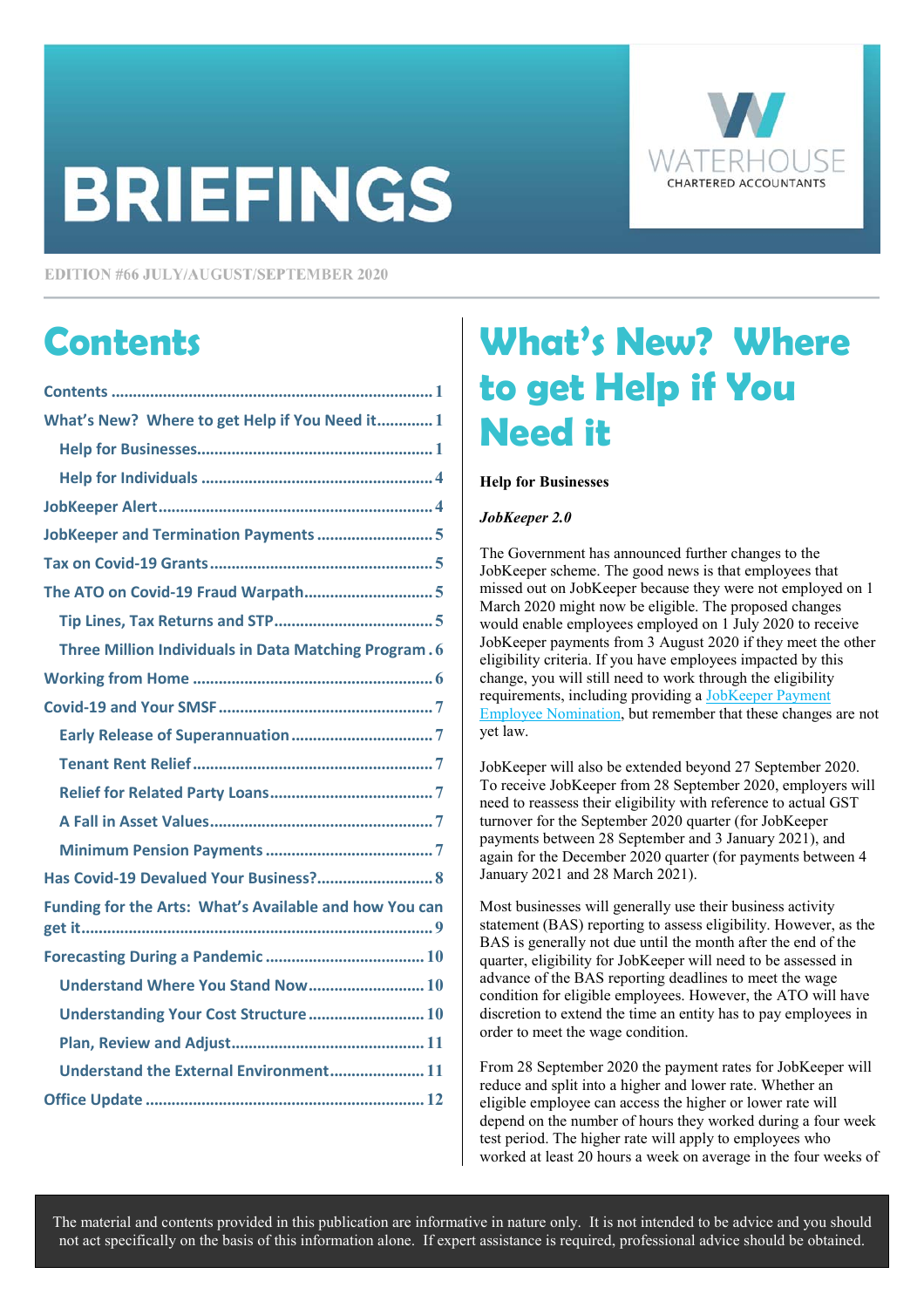# BRIEFINGS

WATERHOUSE CHARTERED ACCOUNTANTS

EDITION #66 JULY/AUGUST/SEPTEMBER 2020

## Contents

- Contents .......... 1
- What's New? Where to get Help if You Need it .......... 1
  - Help for Businesses .......... 1
  - Help for Individuals .......... 4
- JobKeeper Alert .......... 4
- JobKeeper and Termination Payments .......... 5
- Tax on Covid-19 Grants .......... 5
- The ATO on Covid-19 Fraud Warpath .......... 5
  - Tip Lines, Tax Returns and STP .......... 5
  - Three Million Individuals in Data Matching Program .......... 6
- Working from Home .......... 6
- Covid-19 and Your SMSF .......... 7
  - Early Release of Superannuation .......... 7
  - Tenant Rent Relief .......... 7
  - Relief for Related Party Loans .......... 7
  - A Fall in Asset Values .......... 7
  - Minimum Pension Payments .......... 7
- Has Covid-19 Devalued Your Business? .......... 8
- Funding for the Arts: What's Available and how You can get it .......... 9
- Forecasting During a Pandemic .......... 10
  - Understand Where You Stand Now .......... 10
  - Understanding Your Cost Structure .......... 10
  - Plan, Review and Adjust .......... 11
  - Understand the External Environment .......... 11
- Office Update .......... 12

## What's New? Where to get Help if You Need it

**Help for Businesses**

***JobKeeper 2.0***

The Government has announced further changes to the JobKeeper scheme. The good news is that employees that missed out on JobKeeper because they were not employed on 1 March 2020 might now be eligible. The proposed changes would enable employees employed on 1 July 2020 to receive JobKeeper payments from 3 August 2020 if they meet the other eligibility criteria. If you have employees impacted by this change, you will still need to work through the eligibility requirements, including providing a JobKeeper Payment Employee Nomination, but remember that these changes are not yet law.

JobKeeper will also be extended beyond 27 September 2020. To receive JobKeeper from 28 September 2020, employers will need to reassess their eligibility with reference to actual GST turnover for the September 2020 quarter (for JobKeeper payments between 28 September and 3 January 2021), and again for the December 2020 quarter (for payments between 4 January 2021 and 28 March 2021).

Most businesses will generally use their business activity statement (BAS) reporting to assess eligibility. However, as the BAS is generally not due until the month after the end of the quarter, eligibility for JobKeeper will need to be assessed in advance of the BAS reporting deadlines to meet the wage condition for eligible employees. However, the ATO will have discretion to extend the time an entity has to pay employees in order to meet the wage condition.

From 28 September 2020 the payment rates for JobKeeper will reduce and split into a higher and lower rate. Whether an eligible employee can access the higher or lower rate will depend on the number of hours they worked during a four week test period. The higher rate will apply to employees who worked at least 20 hours a week on average in the four weeks of

The material and contents provided in this publication are informative in nature only. It is not intended to be advice and you should not act specifically on the basis of this information alone. If expert assistance is required, professional advice should be obtained.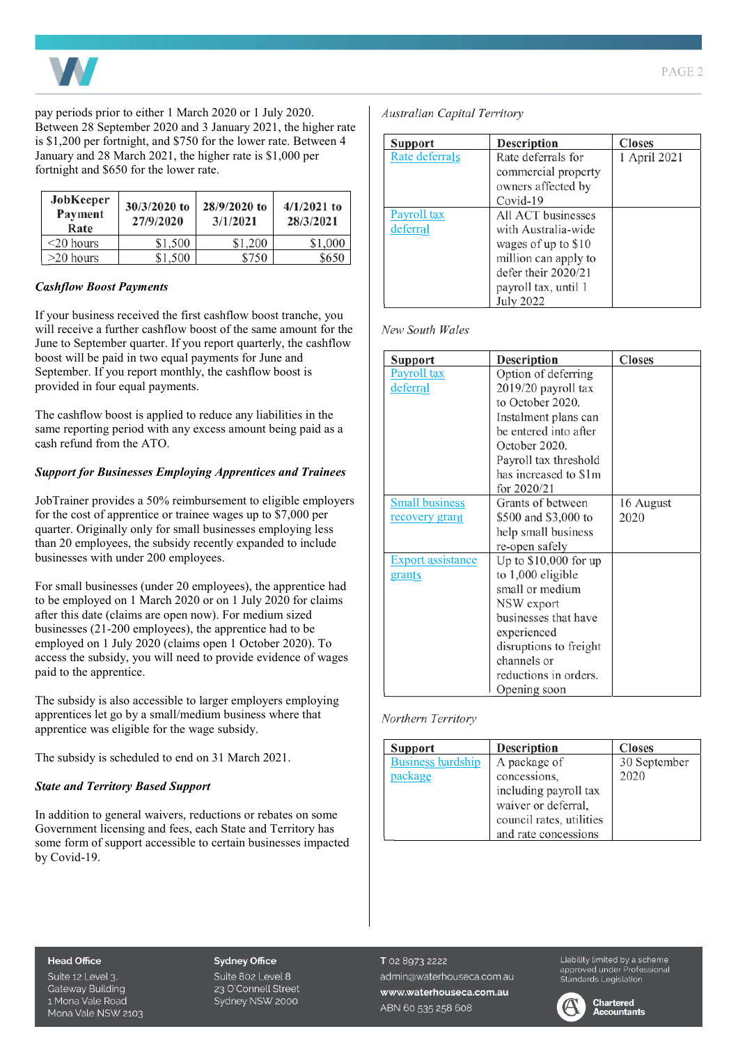pay periods prior to either 1 March 2020 or 1 July 2020. Between 28 September 2020 and 3 January 2021, the higher rate is $1,200 per fortnight, and $750 for the lower rate. Between 4 January and 28 March 2021, the higher rate is $1,000 per fortnight and $650 for the lower rate.

| JobKeeper Payment Rate | 30/3/2020 to 27/9/2020 | 28/9/2020 to 3/1/2021 | 4/1/2021 to 28/3/2021 |
|---|---|---|---|
| <20 hours | $1,500 | $1,200 | $1,000 |
| >20 hours | $1,500 | $750 | $650 |

***Cashflow Boost Payments***

If your business received the first cashflow boost tranche, you will receive a further cashflow boost of the same amount for the June to September quarter. If you report quarterly, the cashflow boost will be paid in two equal payments for June and September. If you report monthly, the cashflow boost is provided in four equal payments.

The cashflow boost is applied to reduce any liabilities in the same reporting period with any excess amount being paid as a cash refund from the ATO.

***Support for Businesses Employing Apprentices and Trainees***

JobTrainer provides a 50% reimbursement to eligible employers for the cost of apprentice or trainee wages up to $7,000 per quarter. Originally only for small businesses employing less than 20 employees, the subsidy recently expanded to include businesses with under 200 employees.

For small businesses (under 20 employees), the apprentice had to be employed on 1 March 2020 or on 1 July 2020 for claims after this date (claims are open now). For medium sized businesses (21-200 employees), the apprentice had to be employed on 1 July 2020 (claims open 1 October 2020). To access the subsidy, you will need to provide evidence of wages paid to the apprentice.

The subsidy is also accessible to larger employers employing apprentices let go by a small/medium business where that apprentice was eligible for the wage subsidy.

The subsidy is scheduled to end on 31 March 2021.

***State and Territory Based Support***

In addition to general waivers, reductions or rebates on some Government licensing and fees, each State and Territory has some form of support accessible to certain businesses impacted by Covid-19.

*Australian Capital Territory*

| Support | Description | Closes |
|---|---|---|
| Rate deferrals | Rate deferrals for commercial property owners affected by Covid-19 | 1 April 2021 |
| Payroll tax deferral | All ACT businesses with Australia-wide wages of up to $10 million can apply to defer their 2020/21 payroll tax, until 1 July 2022 | |

*New South Wales*

| Support | Description | Closes |
|---|---|---|
| Payroll tax deferral | Option of deferring 2019/20 payroll tax to October 2020. Instalment plans can be entered into after October 2020. Payroll tax threshold has increased to $1m for 2020/21 | |
| Small business recovery grant | Grants of between $500 and $3,000 to help small business re-open safely | 16 August 2020 |
| Export assistance grants | Up to $10,000 for up to 1,000 eligible small or medium NSW export businesses that have experienced disruptions to freight channels or reductions in orders. Opening soon | |

*Northern Territory*

| Support | Description | Closes |
|---|---|---|
| Business hardship package | A package of concessions, including payroll tax waiver or deferral, council rates, utilities and rate concessions | 30 September 2020 |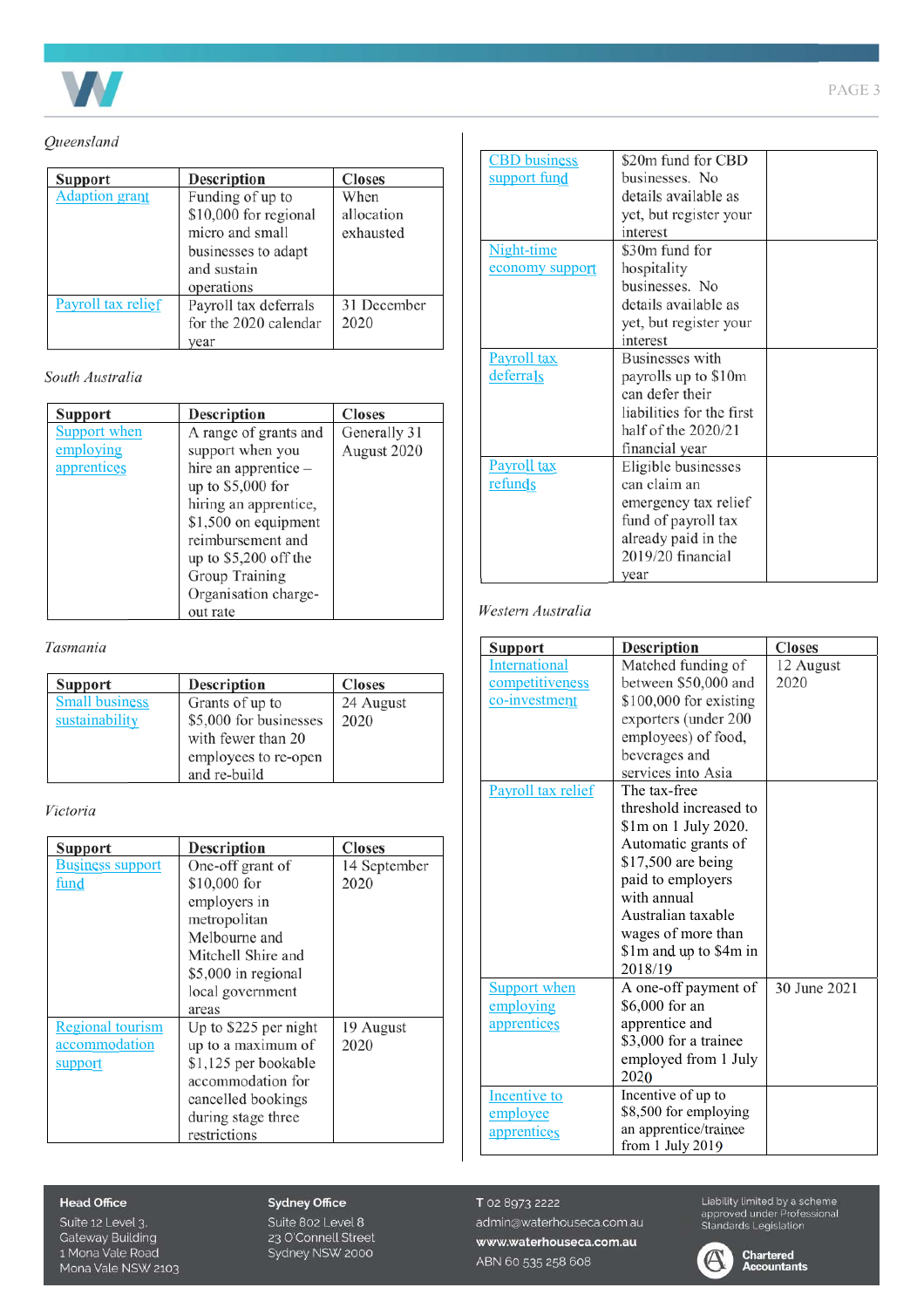*Queensland*

| Support | Description | Closes |
|---|---|---|
| Adaption grant | Funding of up to $10,000 for regional micro and small businesses to adapt and sustain operations | When allocation exhausted |
| Payroll tax relief | Payroll tax deferrals for the 2020 calendar year | 31 December 2020 |

*South Australia*

| Support | Description | Closes |
|---|---|---|
| Support when employing apprentices | A range of grants and support when you hire an apprentice – up to $5,000 for hiring an apprentice, $1,500 on equipment reimbursement and up to $5,200 off the Group Training Organisation charge-out rate | Generally 31 August 2020 |

*Tasmania*

| Support | Description | Closes |
|---|---|---|
| Small business sustainability | Grants of up to $5,000 for businesses with fewer than 20 employees to re-open and re-build | 24 August 2020 |

*Victoria*

| Support | Description | Closes |
|---|---|---|
| Business support fund | One-off grant of $10,000 for employers in metropolitan Melbourne and Mitchell Shire and $5,000 in regional local government areas | 14 September 2020 |
| Regional tourism accommodation support | Up to $225 per night up to a maximum of $1,125 per bookable accommodation for cancelled bookings during stage three restrictions | 19 August 2020 |
| CBD business support fund | $20m fund for CBD businesses. No details available as yet, but register your interest | |
| Night-time economy support | $30m fund for hospitality businesses. No details available as yet, but register your interest | |
| Payroll tax deferrals | Businesses with payrolls up to $10m can defer their liabilities for the first half of the 2020/21 financial year | |
| Payroll tax refunds | Eligible businesses can claim an emergency tax relief fund of payroll tax already paid in the 2019/20 financial year | |

*Western Australia*

| Support | Description | Closes |
|---|---|---|
| International competitiveness co-investment | Matched funding of between $50,000 and $100,000 for existing exporters (under 200 employees) of food, beverages and services into Asia | 12 August 2020 |
| Payroll tax relief | The tax-free threshold increased to $1m on 1 July 2020. Automatic grants of $17,500 are being paid to employers with annual Australian taxable wages of more than $1m and up to $4m in 2018/19 | |
| Support when employing apprentices | A one-off payment of $6,000 for an apprentice and $3,000 for a trainee employed from 1 July 2020 | 30 June 2021 |
| Incentive to employee apprentices | Incentive of up to $8,500 for employing an apprentice/trainee from 1 July 2019 | |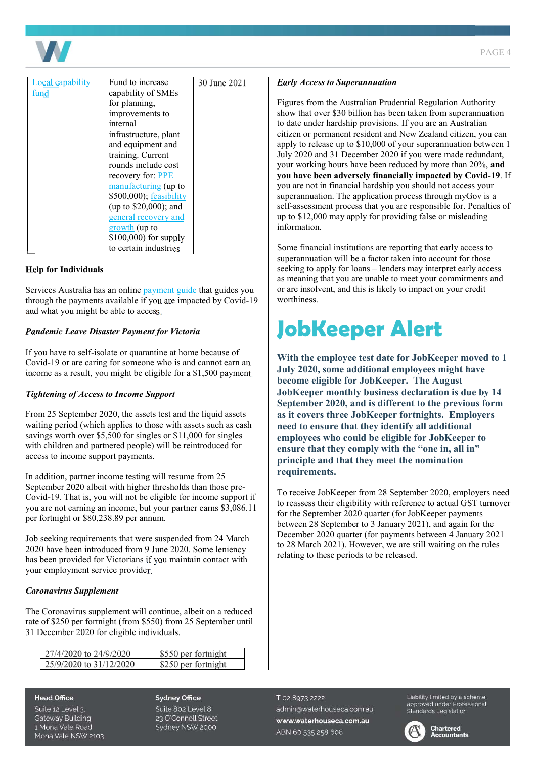| Local capability fund | Fund to increase capability of SMEs for planning, improvements to internal infrastructure, plant and equipment and training. Current rounds include cost recovery for: PPE manufacturing (up to $500,000); feasibility (up to $20,000); and general recovery and growth (up to $100,000) for supply to certain industries | 30 June 2021 |
|---|---|---|

**Help for Individuals**

Services Australia has an online payment guide that guides you through the payments available if you are impacted by Covid-19 and what you might be able to access.

*Pandemic Leave Disaster Payment for Victoria*

If you have to self-isolate or quarantine at home because of Covid-19 or are caring for someone who is and cannot earn an income as a result, you might be eligible for a $1,500 payment.

*Tightening of Access to Income Support*

From 25 September 2020, the assets test and the liquid assets waiting period (which applies to those with assets such as cash savings worth over $5,500 for singles or $11,000 for singles with children and partnered people) will be reintroduced for access to income support payments.

In addition, partner income testing will resume from 25 September 2020 albeit with higher thresholds than those pre-Covid-19. That is, you will not be eligible for income support if you are not earning an income, but your partner earns $3,086.11 per fortnight or $80,238.89 per annum.

Job seeking requirements that were suspended from 24 March 2020 have been introduced from 9 June 2020. Some leniency has been provided for Victorians if you maintain contact with your employment service provider.

*Coronavirus Supplement*

The Coronavirus supplement will continue, albeit on a reduced rate of $250 per fortnight (from $550) from 25 September until 31 December 2020 for eligible individuals.

| 27/4/2020 to 24/9/2020 | $550 per fortnight |
|---|---|
| 25/9/2020 to 31/12/2020 | $250 per fortnight |

*Early Access to Superannuation*

Figures from the Australian Prudential Regulation Authority show that over $30 billion has been taken from superannuation to date under hardship provisions. If you are an Australian citizen or permanent resident and New Zealand citizen, you can apply to release up to $10,000 of your superannuation between 1 July 2020 and 31 December 2020 if you were made redundant, your working hours have been reduced by more than 20%, **and you have been adversely financially impacted by Covid-19**. If you are not in financial hardship you should not access your superannuation. The application process through myGov is a self-assessment process that you are responsible for. Penalties of up to $12,000 may apply for providing false or misleading information.

Some financial institutions are reporting that early access to superannuation will be a factor taken into account for those seeking to apply for loans – lenders may interpret early access as meaning that you are unable to meet your commitments and or are insolvent, and this is likely to impact on your credit worthiness.

# JobKeeper Alert

**With the employee test date for JobKeeper moved to 1 July 2020, some additional employees might have become eligible for JobKeeper. The August JobKeeper monthly business declaration is due by 14 September 2020, and is different to the previous form as it covers three JobKeeper fortnights. Employers need to ensure that they identify all additional employees who could be eligible for JobKeeper to ensure that they comply with the "one in, all in" principle and that they meet the nomination requirements.**

To receive JobKeeper from 28 September 2020, employers need to reassess their eligibility with reference to actual GST turnover for the September 2020 quarter (for JobKeeper payments between 28 September to 3 January 2021), and again for the December 2020 quarter (for payments between 4 January 2021 to 28 March 2021). However, we are still waiting on the rules relating to these periods to be released.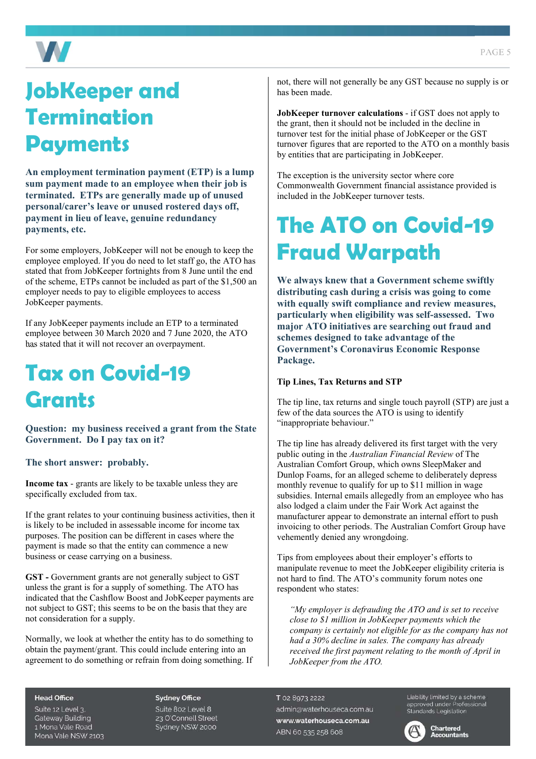# JobKeeper and Termination Payments

**An employment termination payment (ETP) is a lump sum payment made to an employee when their job is terminated. ETPs are generally made up of unused personal/carer's leave or unused rostered days off, payment in lieu of leave, genuine redundancy payments, etc.**

For some employers, JobKeeper will not be enough to keep the employee employed. If you do need to let staff go, the ATO has stated that from JobKeeper fortnights from 8 June until the end of the scheme, ETPs cannot be included as part of the $1,500 an employer needs to pay to eligible employees to access JobKeeper payments.

If any JobKeeper payments include an ETP to a terminated employee between 30 March 2020 and 7 June 2020, the ATO has stated that it will not recover an overpayment.

# Tax on Covid-19 Grants

**Question: my business received a grant from the State Government. Do I pay tax on it?**

**The short answer: probably.**

**Income tax** - grants are likely to be taxable unless they are specifically excluded from tax.

If the grant relates to your continuing business activities, then it is likely to be included in assessable income for income tax purposes. The position can be different in cases where the payment is made so that the entity can commence a new business or cease carrying on a business.

**GST -** Government grants are not generally subject to GST unless the grant is for a supply of something. The ATO has indicated that the Cashflow Boost and JobKeeper payments are not subject to GST; this seems to be on the basis that they are not consideration for a supply.

Normally, we look at whether the entity has to do something to obtain the payment/grant. This could include entering into an agreement to do something or refrain from doing something. If not, there will not generally be any GST because no supply is or has been made.

**JobKeeper turnover calculations** - if GST does not apply to the grant, then it should not be included in the decline in turnover test for the initial phase of JobKeeper or the GST turnover figures that are reported to the ATO on a monthly basis by entities that are participating in JobKeeper.

The exception is the university sector where core Commonwealth Government financial assistance provided is included in the JobKeeper turnover tests.

# The ATO on Covid-19 Fraud Warpath

**We always knew that a Government scheme swiftly distributing cash during a crisis was going to come with equally swift compliance and review measures, particularly when eligibility was self-assessed. Two major ATO initiatives are searching out fraud and schemes designed to take advantage of the Government's Coronavirus Economic Response Package.**

**Tip Lines, Tax Returns and STP**

The tip line, tax returns and single touch payroll (STP) are just a few of the data sources the ATO is using to identify "inappropriate behaviour."

The tip line has already delivered its first target with the very public outing in the *Australian Financial Review* of The Australian Comfort Group, which owns SleepMaker and Dunlop Foams, for an alleged scheme to deliberately depress monthly revenue to qualify for up to $11 million in wage subsidies. Internal emails allegedly from an employee who has also lodged a claim under the Fair Work Act against the manufacturer appear to demonstrate an internal effort to push invoicing to other periods. The Australian Comfort Group have vehemently denied any wrongdoing.

Tips from employees about their employer's efforts to manipulate revenue to meet the JobKeeper eligibility criteria is not hard to find. The ATO's community forum notes one respondent who states:

> *"My employer is defrauding the ATO and is set to receive close to $1 million in JobKeeper payments which the company is certainly not eligible for as the company has not had a 30% decline in sales. The company has already received the first payment relating to the month of April in JobKeeper from the ATO.*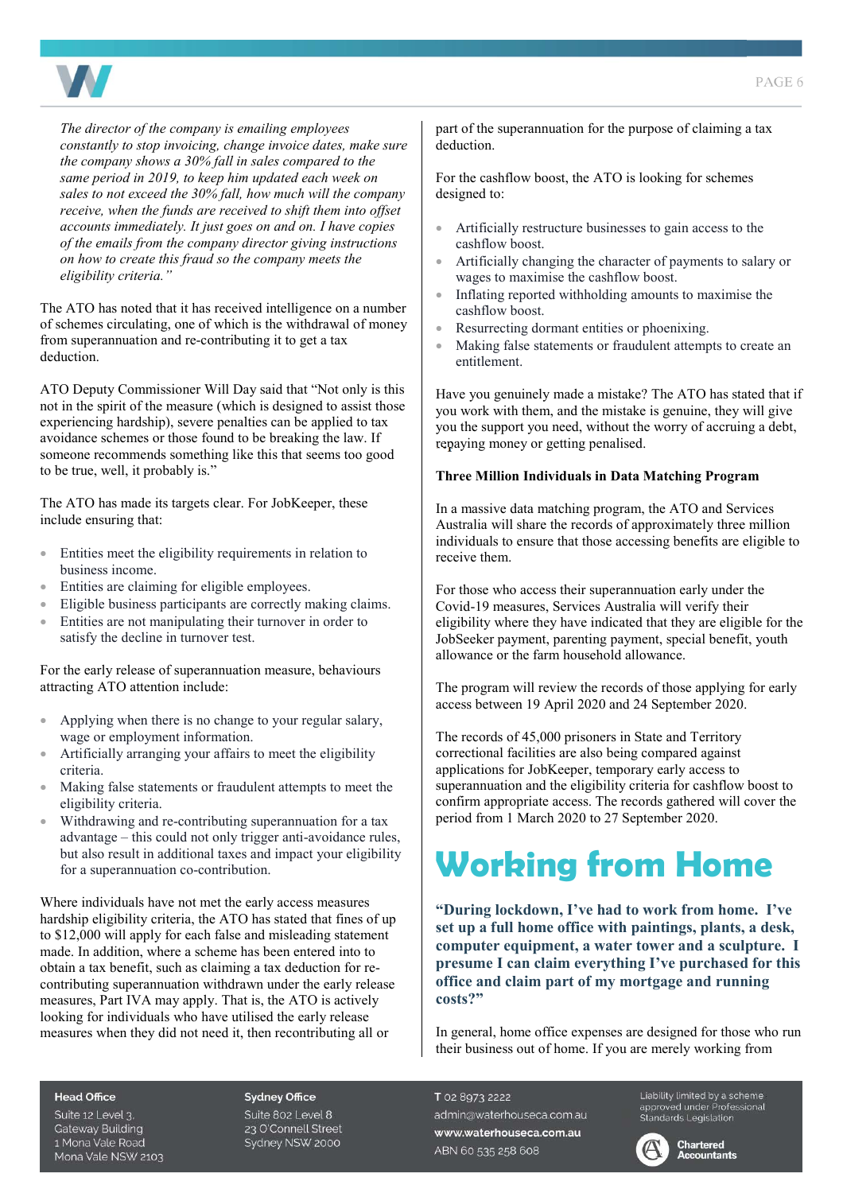*The director of the company is emailing employees constantly to stop invoicing, change invoice dates, make sure the company shows a 30% fall in sales compared to the same period in 2019, to keep him updated each week on sales to not exceed the 30% fall, how much will the company receive, when the funds are received to shift them into offset accounts immediately. It just goes on and on. I have copies of the emails from the company director giving instructions on how to create this fraud so the company meets the eligibility criteria."*

The ATO has noted that it has received intelligence on a number of schemes circulating, one of which is the withdrawal of money from superannuation and re-contributing it to get a tax deduction.

ATO Deputy Commissioner Will Day said that "Not only is this not in the spirit of the measure (which is designed to assist those experiencing hardship), severe penalties can be applied to tax avoidance schemes or those found to be breaking the law. If someone recommends something like this that seems too good to be true, well, it probably is."

The ATO has made its targets clear. For JobKeeper, these include ensuring that:

- Entities meet the eligibility requirements in relation to business income.
- Entities are claiming for eligible employees.
- Eligible business participants are correctly making claims.
- Entities are not manipulating their turnover in order to satisfy the decline in turnover test.

For the early release of superannuation measure, behaviours attracting ATO attention include:

- Applying when there is no change to your regular salary, wage or employment information.
- Artificially arranging your affairs to meet the eligibility criteria.
- Making false statements or fraudulent attempts to meet the eligibility criteria.
- Withdrawing and re-contributing superannuation for a tax advantage – this could not only trigger anti-avoidance rules, but also result in additional taxes and impact your eligibility for a superannuation co-contribution.

Where individuals have not met the early access measures hardship eligibility criteria, the ATO has stated that fines of up to $12,000 will apply for each false and misleading statement made. In addition, where a scheme has been entered into to obtain a tax benefit, such as claiming a tax deduction for re-contributing superannuation withdrawn under the early release measures, Part IVA may apply. That is, the ATO is actively looking for individuals who have utilised the early release measures when they did not need it, then recontributing all or part of the superannuation for the purpose of claiming a tax deduction.

For the cashflow boost, the ATO is looking for schemes designed to:

- Artificially restructure businesses to gain access to the cashflow boost.
- Artificially changing the character of payments to salary or wages to maximise the cashflow boost.
- Inflating reported withholding amounts to maximise the cashflow boost.
- Resurrecting dormant entities or phoenixing.
- Making false statements or fraudulent attempts to create an entitlement.

Have you genuinely made a mistake? The ATO has stated that if you work with them, and the mistake is genuine, they will give you the support you need, without the worry of accruing a debt, repaying money or getting penalised.

**Three Million Individuals in Data Matching Program**

In a massive data matching program, the ATO and Services Australia will share the records of approximately three million individuals to ensure that those accessing benefits are eligible to receive them.

For those who access their superannuation early under the Covid-19 measures, Services Australia will verify their eligibility where they have indicated that they are eligible for the JobSeeker payment, parenting payment, special benefit, youth allowance or the farm household allowance.

The program will review the records of those applying for early access between 19 April 2020 and 24 September 2020.

The records of 45,000 prisoners in State and Territory correctional facilities are also being compared against applications for JobKeeper, temporary early access to superannuation and the eligibility criteria for cashflow boost to confirm appropriate access. The records gathered will cover the period from 1 March 2020 to 27 September 2020.

# Working from Home

**"During lockdown, I've had to work from home. I've set up a full home office with paintings, plants, a desk, computer equipment, a water tower and a sculpture. I presume I can claim everything I've purchased for this office and claim part of my mortgage and running costs?"**

In general, home office expenses are designed for those who run their business out of home. If you are merely working from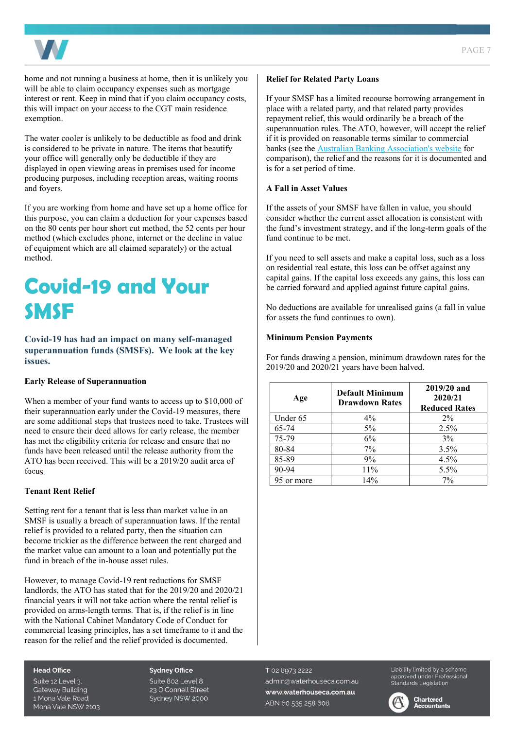home and not running a business at home, then it is unlikely you will be able to claim occupancy expenses such as mortgage interest or rent. Keep in mind that if you claim occupancy costs, this will impact on your access to the CGT main residence exemption.

The water cooler is unlikely to be deductible as food and drink is considered to be private in nature. The items that beautify your office will generally only be deductible if they are displayed in open viewing areas in premises used for income producing purposes, including reception areas, waiting rooms and foyers.

If you are working from home and have set up a home office for this purpose, you can claim a deduction for your expenses based on the 80 cents per hour short cut method, the 52 cents per hour method (which excludes phone, internet or the decline in value of equipment which are all claimed separately) or the actual method.

# Covid-19 and Your SMSF

**Covid-19 has had an impact on many self-managed superannuation funds (SMSFs). We look at the key issues.**

### Early Release of Superannuation

When a member of your fund wants to access up to $10,000 of their superannuation early under the Covid-19 measures, there are some additional steps that trustees need to take. Trustees will need to ensure their deed allows for early release, the member has met the eligibility criteria for release and ensure that no funds have been released until the release authority from the ATO has been received. This will be a 2019/20 audit area of focus.

### Tenant Rent Relief

Setting rent for a tenant that is less than market value in an SMSF is usually a breach of superannuation laws. If the rental relief is provided to a related party, then the situation can become trickier as the difference between the rent charged and the market value can amount to a loan and potentially put the fund in breach of the in-house asset rules.

However, to manage Covid-19 rent reductions for SMSF landlords, the ATO has stated that for the 2019/20 and 2020/21 financial years it will not take action where the rental relief is provided on arms-length terms. That is, if the relief is in line with the National Cabinet Mandatory Code of Conduct for commercial leasing principles, has a set timeframe to it and the reason for the relief and the relief provided is documented.

### Relief for Related Party Loans

If your SMSF has a limited recourse borrowing arrangement in place with a related party, and that related party provides repayment relief, this would ordinarily be a breach of the superannuation rules. The ATO, however, will accept the relief if it is provided on reasonable terms similar to commercial banks (see the Australian Banking Association's website for comparison), the relief and the reasons for it is documented and is for a set period of time.

### A Fall in Asset Values

If the assets of your SMSF have fallen in value, you should consider whether the current asset allocation is consistent with the fund's investment strategy, and if the long-term goals of the fund continue to be met.

If you need to sell assets and make a capital loss, such as a loss on residential real estate, this loss can be offset against any capital gains. If the capital loss exceeds any gains, this loss can be carried forward and applied against future capital gains.

No deductions are available for unrealised gains (a fall in value for assets the fund continues to own).

### Minimum Pension Payments

For funds drawing a pension, minimum drawdown rates for the 2019/20 and 2020/21 years have been halved.

| Age | Default Minimum Drawdown Rates | 2019/20 and 2020/21 Reduced Rates |
|---|---|---|
| Under 65 | 4% | 2% |
| 65-74 | 5% | 2.5% |
| 75-79 | 6% | 3% |
| 80-84 | 7% | 3.5% |
| 85-89 | 9% | 4.5% |
| 90-94 | 11% | 5.5% |
| 95 or more | 14% | 7% |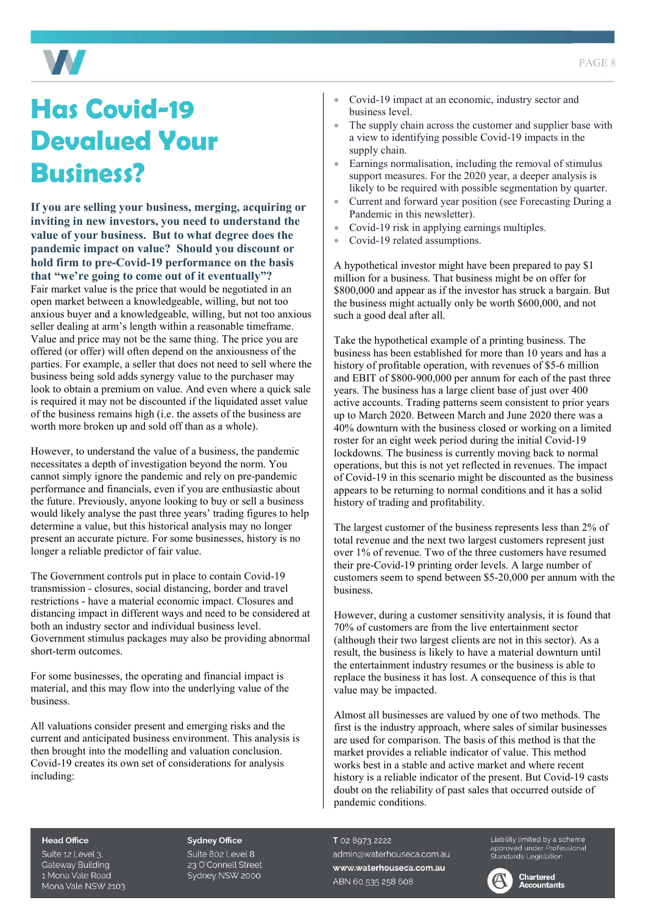# Has Covid-19 Devalued Your Business?

**If you are selling your business, merging, acquiring or inviting in new investors, you need to understand the value of your business. But to what degree does the pandemic impact on value? Should you discount or hold firm to pre-Covid-19 performance on the basis that "we're going to come out of it eventually"?**

Fair market value is the price that would be negotiated in an open market between a knowledgeable, willing, but not too anxious buyer and a knowledgeable, willing, but not too anxious seller dealing at arm's length within a reasonable timeframe. Value and price may not be the same thing. The price you are offered (or offer) will often depend on the anxiousness of the parties. For example, a seller that does not need to sell where the business being sold adds synergy value to the purchaser may look to obtain a premium on value. And even where a quick sale is required it may not be discounted if the liquidated asset value of the business remains high (i.e. the assets of the business are worth more broken up and sold off than as a whole).

However, to understand the value of a business, the pandemic necessitates a depth of investigation beyond the norm. You cannot simply ignore the pandemic and rely on pre-pandemic performance and financials, even if you are enthusiastic about the future. Previously, anyone looking to buy or sell a business would likely analyse the past three years' trading figures to help determine a value, but this historical analysis may no longer present an accurate picture. For some businesses, history is no longer a reliable predictor of fair value.

The Government controls put in place to contain Covid-19 transmission - closures, social distancing, border and travel restrictions - have a material economic impact. Closures and distancing impact in different ways and need to be considered at both an industry sector and individual business level. Government stimulus packages may also be providing abnormal short-term outcomes.

For some businesses, the operating and financial impact is material, and this may flow into the underlying value of the business.

All valuations consider present and emerging risks and the current and anticipated business environment. This analysis is then brought into the modelling and valuation conclusion. Covid-19 creates its own set of considerations for analysis including:

- Covid-19 impact at an economic, industry sector and business level.
- The supply chain across the customer and supplier base with a view to identifying possible Covid-19 impacts in the supply chain.
- Earnings normalisation, including the removal of stimulus support measures. For the 2020 year, a deeper analysis is likely to be required with possible segmentation by quarter.
- Current and forward year position (see Forecasting During a Pandemic in this newsletter).
- Covid-19 risk in applying earnings multiples.
- Covid-19 related assumptions.

A hypothetical investor might have been prepared to pay $1 million for a business. That business might be on offer for $800,000 and appear as if the investor has struck a bargain. But the business might actually only be worth $600,000, and not such a good deal after all.

Take the hypothetical example of a printing business. The business has been established for more than 10 years and has a history of profitable operation, with revenues of $5-6 million and EBIT of $800-900,000 per annum for each of the past three years. The business has a large client base of just over 400 active accounts. Trading patterns seem consistent to prior years up to March 2020. Between March and June 2020 there was a 40% downturn with the business closed or working on a limited roster for an eight week period during the initial Covid-19 lockdowns. The business is currently moving back to normal operations, but this is not yet reflected in revenues. The impact of Covid-19 in this scenario might be discounted as the business appears to be returning to normal conditions and it has a solid history of trading and profitability.

The largest customer of the business represents less than 2% of total revenue and the next two largest customers represent just over 1% of revenue. Two of the three customers have resumed their pre-Covid-19 printing order levels. A large number of customers seem to spend between $5-20,000 per annum with the business.

However, during a customer sensitivity analysis, it is found that 70% of customers are from the live entertainment sector (although their two largest clients are not in this sector). As a result, the business is likely to have a material downturn until the entertainment industry resumes or the business is able to replace the business it has lost. A consequence of this is that value may be impacted.

Almost all businesses are valued by one of two methods. The first is the industry approach, where sales of similar businesses are used for comparison. The basis of this method is that the market provides a reliable indicator of value. This method works best in a stable and active market and where recent history is a reliable indicator of the present. But Covid-19 casts doubt on the reliability of past sales that occurred outside of pandemic conditions.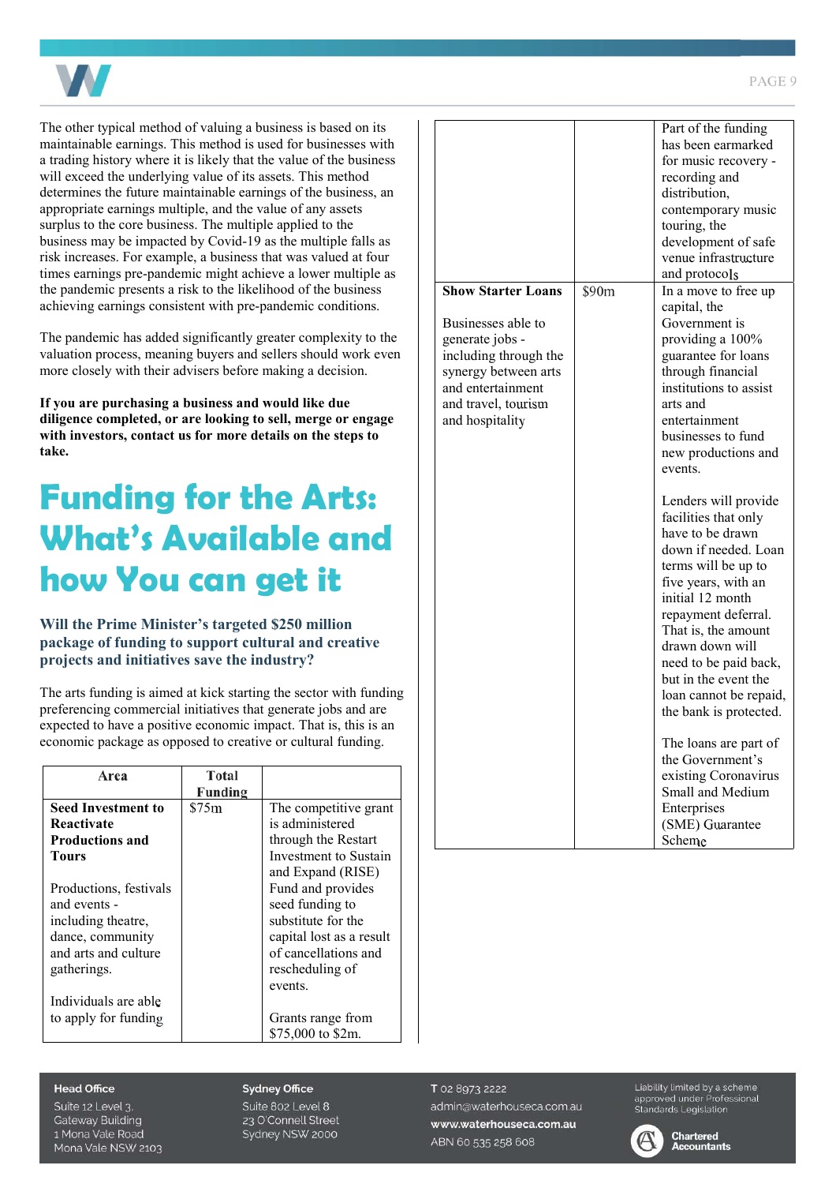The other typical method of valuing a business is based on its maintainable earnings. This method is used for businesses with a trading history where it is likely that the value of the business will exceed the underlying value of its assets. This method determines the future maintainable earnings of the business, an appropriate earnings multiple, and the value of any assets surplus to the core business. The multiple applied to the business may be impacted by Covid-19 as the multiple falls as risk increases. For example, a business that was valued at four times earnings pre-pandemic might achieve a lower multiple as the pandemic presents a risk to the likelihood of the business achieving earnings consistent with pre-pandemic conditions.

The pandemic has added significantly greater complexity to the valuation process, meaning buyers and sellers should work even more closely with their advisers before making a decision.

**If you are purchasing a business and would like due diligence completed, or are looking to sell, merge or engage with investors, contact us for more details on the steps to take.**

# Funding for the Arts: What's Available and how You can get it

### Will the Prime Minister's targeted $250 million package of funding to support cultural and creative projects and initiatives save the industry?

The arts funding is aimed at kick starting the sector with funding preferencing commercial initiatives that generate jobs and are expected to have a positive economic impact. That is, this is an economic package as opposed to creative or cultural funding.

| Area | Total Funding | |
|---|---|---|
| **Seed Investment to Reactivate Productions and Tours**<br><br>Productions, festivals and events - including theatre, dance, community and arts and culture gatherings.<br><br>Individuals are able to apply for funding | $75m | The competitive grant is administered through the Restart Investment to Sustain and Expand (RISE) Fund and provides seed funding to substitute for the capital lost as a result of cancellations and rescheduling of events.<br><br>Grants range from $75,000 to $2m.<br><br>Part of the funding has been earmarked for music recovery - recording and distribution, contemporary music touring, the development of safe venue infrastructure and protocols |
| **Show Starter Loans**<br><br>Businesses able to generate jobs - including through the synergy between arts and entertainment and travel, tourism and hospitality | $90m | In a move to free up capital, the Government is providing a 100% guarantee for loans through financial institutions to assist arts and entertainment businesses to fund new productions and events.<br><br>Lenders will provide facilities that only have to be drawn down if needed. Loan terms will be up to five years, with an initial 12 month repayment deferral. That is, the amount drawn down will need to be paid back, but in the event the loan cannot be repaid, the bank is protected.<br><br>The loans are part of the Government's existing Coronavirus Small and Medium Enterprises (SME) Guarantee Scheme |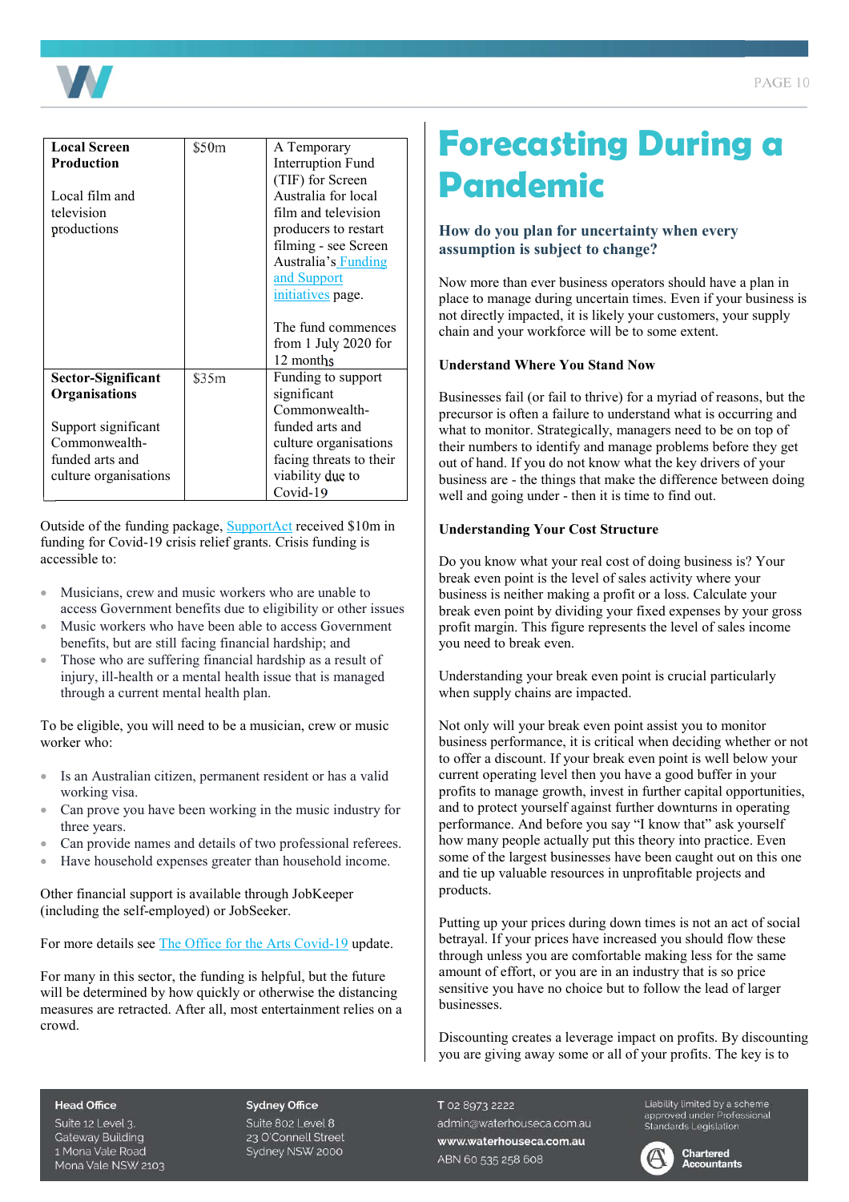| **Local Screen Production**<br><br>Local film and television productions | $50m | A Temporary Interruption Fund (TIF) for Screen Australia for local film and television producers to restart filming - see Screen Australia's Funding and Support initiatives page.<br><br>The fund commences from 1 July 2020 for 12 months |
|---|---|---|
| **Sector-Significant Organisations**<br><br>Support significant Commonwealth-funded arts and culture organisations | $35m | Funding to support significant Commonwealth-funded arts and culture organisations facing threats to their viability due to Covid-19 |

Outside of the funding package, SupportAct received $10m in funding for Covid-19 crisis relief grants. Crisis funding is accessible to:

- Musicians, crew and music workers who are unable to access Government benefits due to eligibility or other issues
- Music workers who have been able to access Government benefits, but are still facing financial hardship; and
- Those who are suffering financial hardship as a result of injury, ill-health or a mental health issue that is managed through a current mental health plan.

To be eligible, you will need to be a musician, crew or music worker who:

- Is an Australian citizen, permanent resident or has a valid working visa.
- Can prove you have been working in the music industry for three years.
- Can provide names and details of two professional referees.
- Have household expenses greater than household income.

Other financial support is available through JobKeeper (including the self-employed) or JobSeeker.

For more details see The Office for the Arts Covid-19 update.

For many in this sector, the funding is helpful, but the future will be determined by how quickly or otherwise the distancing measures are retracted. After all, most entertainment relies on a crowd.

# Forecasting During a Pandemic

### How do you plan for uncertainty when every assumption is subject to change?

Now more than ever business operators should have a plan in place to manage during uncertain times. Even if your business is not directly impacted, it is likely your customers, your supply chain and your workforce will be to some extent.

**Understand Where You Stand Now**

Businesses fail (or fail to thrive) for a myriad of reasons, but the precursor is often a failure to understand what is occurring and what to monitor. Strategically, managers need to be on top of their numbers to identify and manage problems before they get out of hand. If you do not know what the key drivers of your business are - the things that make the difference between doing well and going under - then it is time to find out.

**Understanding Your Cost Structure**

Do you know what your real cost of doing business is? Your break even point is the level of sales activity where your business is neither making a profit or a loss. Calculate your break even point by dividing your fixed expenses by your gross profit margin. This figure represents the level of sales income you need to break even.

Understanding your break even point is crucial particularly when supply chains are impacted.

Not only will your break even point assist you to monitor business performance, it is critical when deciding whether or not to offer a discount. If your break even point is well below your current operating level then you have a good buffer in your profits to manage growth, invest in further capital opportunities, and to protect yourself against further downturns in operating performance. And before you say "I know that" ask yourself how many people actually put this theory into practice. Even some of the largest businesses have been caught out on this one and tie up valuable resources in unprofitable projects and products.

Putting up your prices during down times is not an act of social betrayal. If your prices have increased you should flow these through unless you are comfortable making less for the same amount of effort, or you are in an industry that is so price sensitive you have no choice but to follow the lead of larger businesses.

Discounting creates a leverage impact on profits. By discounting you are giving away some or all of your profits. The key is to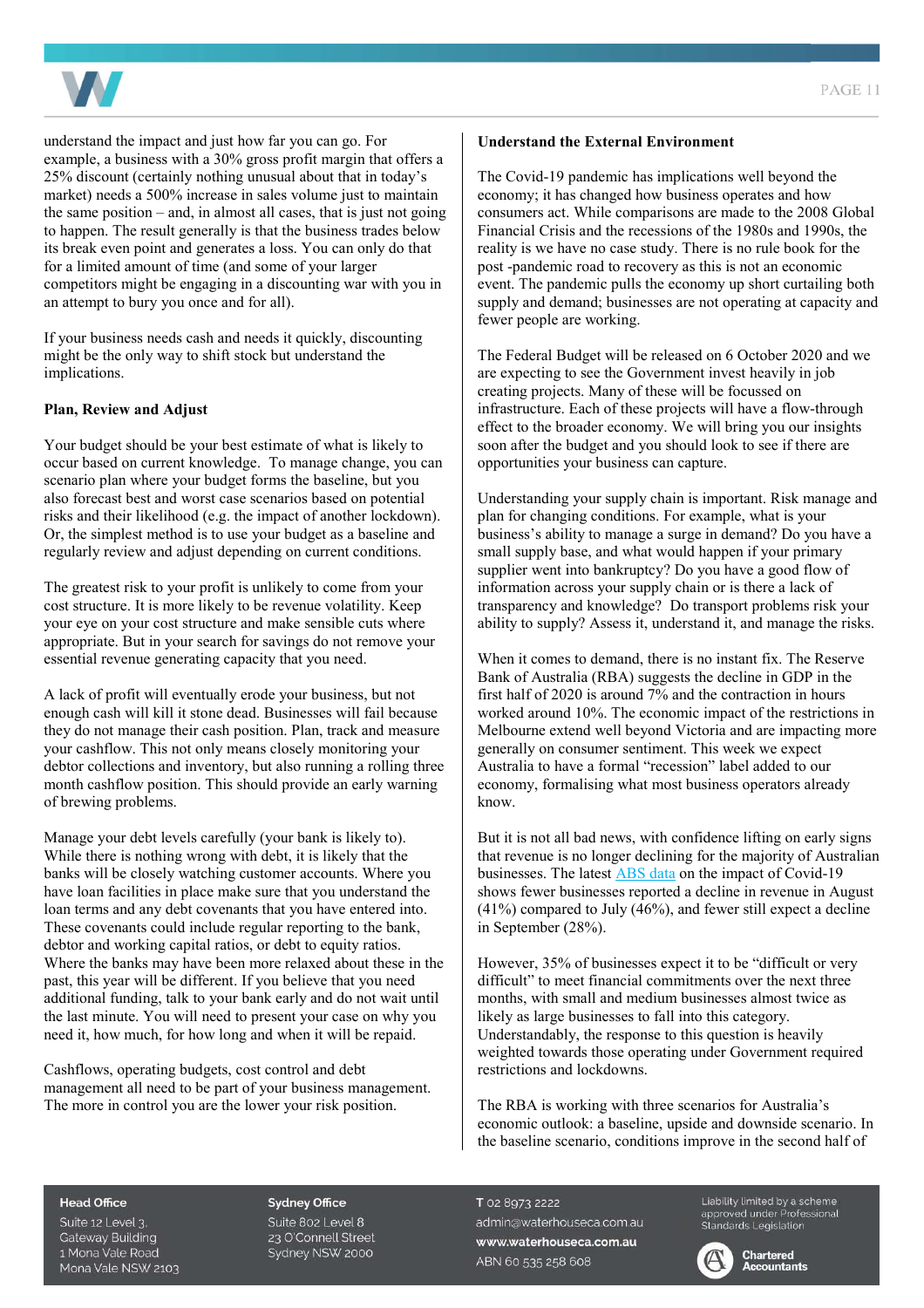understand the impact and just how far you can go. For example, a business with a 30% gross profit margin that offers a 25% discount (certainly nothing unusual about that in today's market) needs a 500% increase in sales volume just to maintain the same position – and, in almost all cases, that is just not going to happen. The result generally is that the business trades below its break even point and generates a loss. You can only do that for a limited amount of time (and some of your larger competitors might be engaging in a discounting war with you in an attempt to bury you once and for all).

If your business needs cash and needs it quickly, discounting might be the only way to shift stock but understand the implications.

**Plan, Review and Adjust**

Your budget should be your best estimate of what is likely to occur based on current knowledge. To manage change, you can scenario plan where your budget forms the baseline, but you also forecast best and worst case scenarios based on potential risks and their likelihood (e.g. the impact of another lockdown). Or, the simplest method is to use your budget as a baseline and regularly review and adjust depending on current conditions.

The greatest risk to your profit is unlikely to come from your cost structure. It is more likely to be revenue volatility. Keep your eye on your cost structure and make sensible cuts where appropriate. But in your search for savings do not remove your essential revenue generating capacity that you need.

A lack of profit will eventually erode your business, but not enough cash will kill it stone dead. Businesses will fail because they do not manage their cash position. Plan, track and measure your cashflow. This not only means closely monitoring your debtor collections and inventory, but also running a rolling three month cashflow position. This should provide an early warning of brewing problems.

Manage your debt levels carefully (your bank is likely to). While there is nothing wrong with debt, it is likely that the banks will be closely watching customer accounts. Where you have loan facilities in place make sure that you understand the loan terms and any debt covenants that you have entered into. These covenants could include regular reporting to the bank, debtor and working capital ratios, or debt to equity ratios. Where the banks may have been more relaxed about these in the past, this year will be different. If you believe that you need additional funding, talk to your bank early and do not wait until the last minute. You will need to present your case on why you need it, how much, for how long and when it will be repaid.

Cashflows, operating budgets, cost control and debt management all need to be part of your business management. The more in control you are the lower your risk position.

**Understand the External Environment**

The Covid-19 pandemic has implications well beyond the economy; it has changed how business operates and how consumers act. While comparisons are made to the 2008 Global Financial Crisis and the recessions of the 1980s and 1990s, the reality is we have no case study. There is no rule book for the post -pandemic road to recovery as this is not an economic event. The pandemic pulls the economy up short curtailing both supply and demand; businesses are not operating at capacity and fewer people are working.

The Federal Budget will be released on 6 October 2020 and we are expecting to see the Government invest heavily in job creating projects. Many of these will be focussed on infrastructure. Each of these projects will have a flow-through effect to the broader economy. We will bring you our insights soon after the budget and you should look to see if there are opportunities your business can capture.

Understanding your supply chain is important. Risk manage and plan for changing conditions. For example, what is your business's ability to manage a surge in demand? Do you have a small supply base, and what would happen if your primary supplier went into bankruptcy? Do you have a good flow of information across your supply chain or is there a lack of transparency and knowledge? Do transport problems risk your ability to supply? Assess it, understand it, and manage the risks.

When it comes to demand, there is no instant fix. The Reserve Bank of Australia (RBA) suggests the decline in GDP in the first half of 2020 is around 7% and the contraction in hours worked around 10%. The economic impact of the restrictions in Melbourne extend well beyond Victoria and are impacting more generally on consumer sentiment. This week we expect Australia to have a formal "recession" label added to our economy, formalising what most business operators already know.

But it is not all bad news, with confidence lifting on early signs that revenue is no longer declining for the majority of Australian businesses. The latest ABS data on the impact of Covid-19 shows fewer businesses reported a decline in revenue in August (41%) compared to July (46%), and fewer still expect a decline in September (28%).

However, 35% of businesses expect it to be "difficult or very difficult" to meet financial commitments over the next three months, with small and medium businesses almost twice as likely as large businesses to fall into this category. Understandably, the response to this question is heavily weighted towards those operating under Government required restrictions and lockdowns.

The RBA is working with three scenarios for Australia's economic outlook: a baseline, upside and downside scenario. In the baseline scenario, conditions improve in the second half of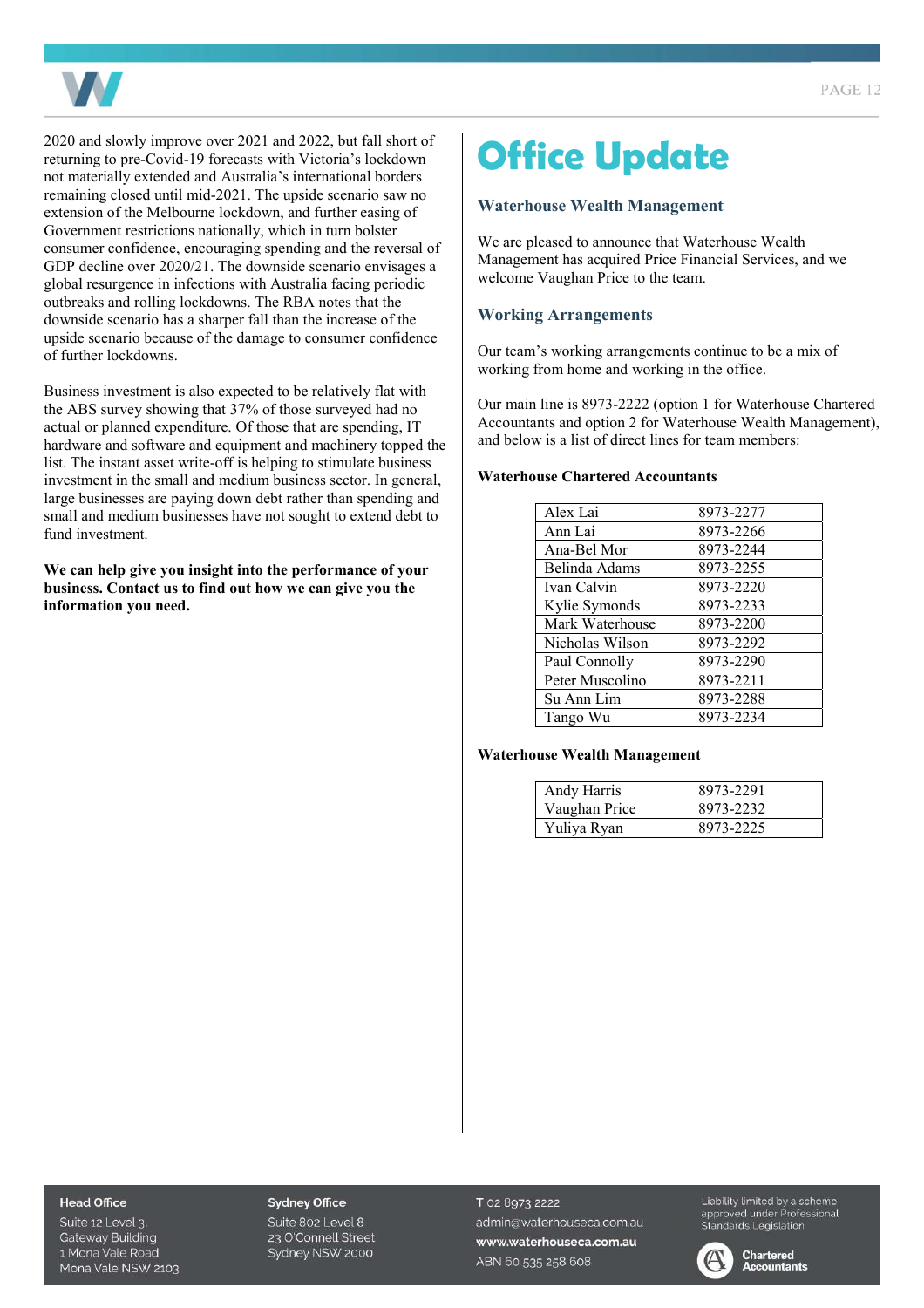2020 and slowly improve over 2021 and 2022, but fall short of returning to pre-Covid-19 forecasts with Victoria's lockdown not materially extended and Australia's international borders remaining closed until mid-2021. The upside scenario saw no extension of the Melbourne lockdown, and further easing of Government restrictions nationally, which in turn bolster consumer confidence, encouraging spending and the reversal of GDP decline over 2020/21. The downside scenario envisages a global resurgence in infections with Australia facing periodic outbreaks and rolling lockdowns. The RBA notes that the downside scenario has a sharper fall than the increase of the upside scenario because of the damage to consumer confidence of further lockdowns.

Business investment is also expected to be relatively flat with the ABS survey showing that 37% of those surveyed had no actual or planned expenditure. Of those that are spending, IT hardware and software and equipment and machinery topped the list. The instant asset write-off is helping to stimulate business investment in the small and medium business sector. In general, large businesses are paying down debt rather than spending and small and medium businesses have not sought to extend debt to fund investment.

**We can help give you insight into the performance of your business. Contact us to find out how we can give you the information you need.**

# Office Update

## Waterhouse Wealth Management

We are pleased to announce that Waterhouse Wealth Management has acquired Price Financial Services, and we welcome Vaughan Price to the team.

## Working Arrangements

Our team's working arrangements continue to be a mix of working from home and working in the office.

Our main line is 8973-2222 (option 1 for Waterhouse Chartered Accountants and option 2 for Waterhouse Wealth Management), and below is a list of direct lines for team members:

**Waterhouse Chartered Accountants**

| | |
|---|---|
| Alex Lai | 8973-2277 |
| Ann Lai | 8973-2266 |
| Ana-Bel Mor | 8973-2244 |
| Belinda Adams | 8973-2255 |
| Ivan Calvin | 8973-2220 |
| Kylie Symonds | 8973-2233 |
| Mark Waterhouse | 8973-2200 |
| Nicholas Wilson | 8973-2292 |
| Paul Connolly | 8973-2290 |
| Peter Muscolino | 8973-2211 |
| Su Ann Lim | 8973-2288 |
| Tango Wu | 8973-2234 |

**Waterhouse Wealth Management**

| | |
|---|---|
| Andy Harris | 8973-2291 |
| Vaughan Price | 8973-2232 |
| Yuliya Ryan | 8973-2225 |